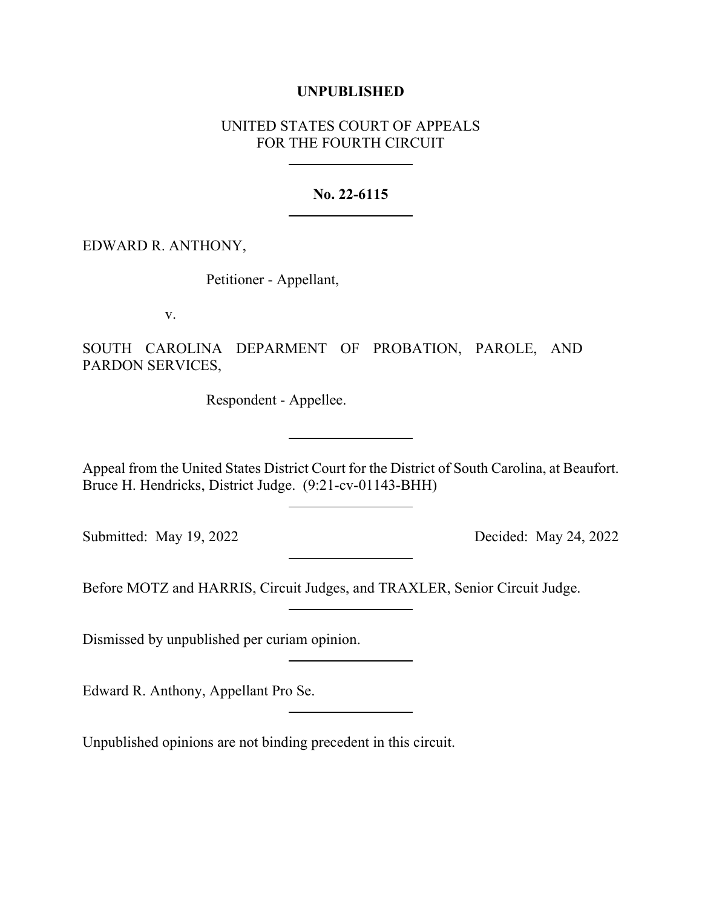**UNPUBLISHED**

UNITED STATES COURT OF APPEALS
FOR THE FOURTH CIRCUIT

---

**No. 22-6115**

---

EDWARD R. ANTHONY,

Petitioner - Appellant,

v.

SOUTH CAROLINA DEPARMENT OF PROBATION, PAROLE, AND PARDON SERVICES,

Respondent - Appellee.

---

Appeal from the United States District Court for the District of South Carolina, at Beaufort. Bruce H. Hendricks, District Judge. (9:21-cv-01143-BHH)

---

Submitted: May 19, 2022 Decided: May 24, 2022

---

Before MOTZ and HARRIS, Circuit Judges, and TRAXLER, Senior Circuit Judge.

---

Dismissed by unpublished per curiam opinion.

---

Edward R. Anthony, Appellant Pro Se.

---

Unpublished opinions are not binding precedent in this circuit.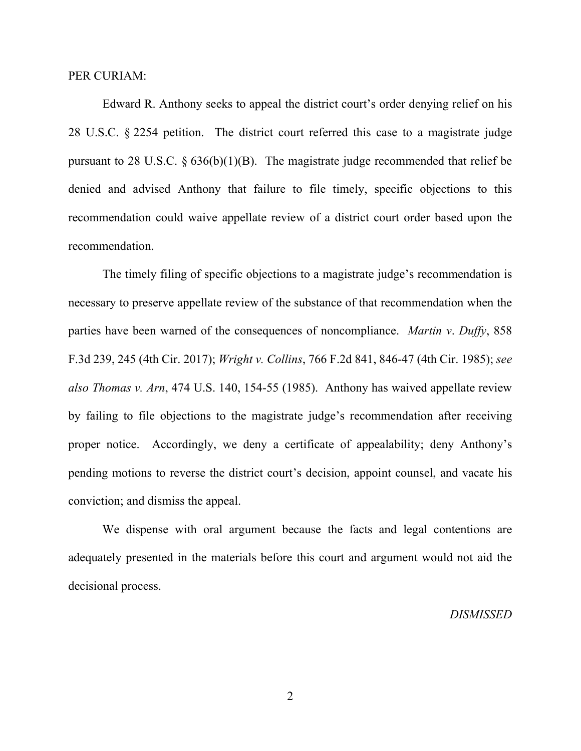PER CURIAM:

Edward R. Anthony seeks to appeal the district court's order denying relief on his 28 U.S.C. § 2254 petition. The district court referred this case to a magistrate judge pursuant to 28 U.S.C. § 636(b)(1)(B). The magistrate judge recommended that relief be denied and advised Anthony that failure to file timely, specific objections to this recommendation could waive appellate review of a district court order based upon the recommendation.

The timely filing of specific objections to a magistrate judge's recommendation is necessary to preserve appellate review of the substance of that recommendation when the parties have been warned of the consequences of noncompliance. *Martin v. Duffy*, 858 F.3d 239, 245 (4th Cir. 2017); *Wright v. Collins*, 766 F.2d 841, 846-47 (4th Cir. 1985); *see also Thomas v. Arn*, 474 U.S. 140, 154-55 (1985). Anthony has waived appellate review by failing to file objections to the magistrate judge's recommendation after receiving proper notice. Accordingly, we deny a certificate of appealability; deny Anthony's pending motions to reverse the district court's decision, appoint counsel, and vacate his conviction; and dismiss the appeal.

We dispense with oral argument because the facts and legal contentions are adequately presented in the materials before this court and argument would not aid the decisional process.

*DISMISSED*